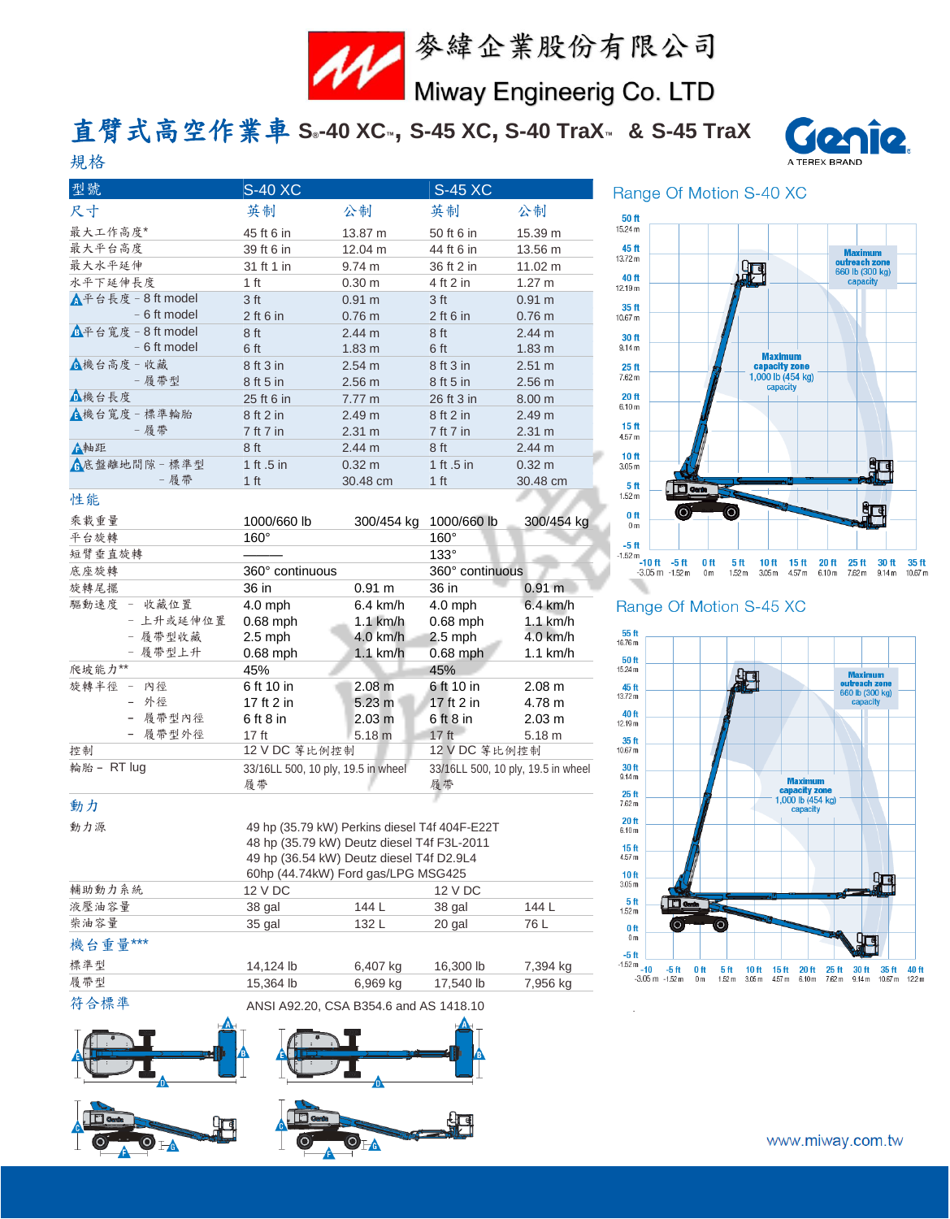麥緯企業股份有限公司

Miway Engineerig Co. LTD

# 直臂式高空作業車 S®-40 XC™, S-45 XC, S-40 TraX™ & S-45 TraX

Genie A TEREX BRAND

## 規格

| 型號 | S-40 XC | | S-45 XC | |
|---|---|---|---|---|
| 尺寸 | 英制 | 公制 | 英制 | 公制 |
| 最大工作高度* | 45 ft 6 in | 13.87 m | 50 ft 6 in | 15.39 m |
| 最大平台高度 | 39 ft 6 in | 12.04 m | 44 ft 6 in | 13.56 m |
| 最大水平延伸 | 31 ft 1 in | 9.74 m | 36 ft 2 in | 11.02 m |
| 水平下延伸長度 | 1 ft | 0.30 m | 4 ft 2 in | 1.27 m |
| A 平台長度 – 8 ft model | 3 ft | 0.91 m | 3 ft | 0.91 m |
| – 6 ft model | 2 ft 6 in | 0.76 m | 2 ft 6 in | 0.76 m |
| B 平台寬度 – 8 ft model | 8 ft | 2.44 m | 8 ft | 2.44 m |
| – 6 ft model | 6 ft | 1.83 m | 6 ft | 1.83 m |
| C 機台高度 – 收藏 | 8 ft 3 in | 2.54 m | 8 ft 3 in | 2.51 m |
| – 履帶型 | 8 ft 5 in | 2.56 m | 8 ft 5 in | 2.56 m |
| D 機台長度 | 25 ft 6 in | 7.77 m | 26 ft 3 in | 8.00 m |
| E 機台寬度 – 標準輪胎 | 8 ft 2 in | 2.49 m | 8 ft 2 in | 2.49 m |
| – 履帶 | 7 ft 7 in | 2.31 m | 7 ft 7 in | 2.31 m |
| F 軸距 | 8 ft | 2.44 m | 8 ft | 2.44 m |
| G 底盤離地間隙 – 標準型 | 1 ft .5 in | 0.32 m | 1 ft .5 in | 0.32 m |
| – 履帶 | 1 ft | 30.48 cm | 1 ft | 30.48 cm |
| **性能** | | | | |
| 乘載重量 | 1000/660 lb | 300/454 kg | 1000/660 lb | 300/454 kg |
| 平台旋轉 | 160° | | 160° | |
| 短臂垂直旋轉 | ——— | | 133° | |
| 底座旋轉 | 360° continuous | | 360° continuous | |
| 旋轉尾擺 | 36 in | 0.91 m | 36 in | 0.91 m |
| 驅動速度 – 收藏位置 | 4.0 mph | 6.4 km/h | 4.0 mph | 6.4 km/h |
| – 上升或延伸位置 | 0.68 mph | 1.1 km/h | 0.68 mph | 1.1 km/h |
| – 履帶型收藏 | 2.5 mph | 4.0 km/h | 2.5 mph | 4.0 km/h |
| – 履帶型上升 | 0.68 mph | 1.1 km/h | 0.68 mph | 1.1 km/h |
| 爬坡能力** | 45% | | 45% | |
| 旋轉半徑 – 內徑 | 6 ft 10 in | 2.08 m | 6 ft 10 in | 2.08 m |
| – 外徑 | 17 ft 2 in | 5.23 m | 17 ft 2 in | 4.78 m |
| – 履帶型內徑 | 6 ft 8 in | 2.03 m | 6 ft 8 in | 2.03 m |
| – 履帶型外徑 | 17 ft | 5.18 m | 17 ft | 5.18 m |
| 控制 | 12 V DC 等比例控制 | | 12 V DC 等比例控制 | |
| 輪胎 – RT lug | 33/16LL 500, 10 ply, 19.5 in wheel 履帶 | | 33/16LL 500, 10 ply, 19.5 in wheel 履帶 | |
| **動力** | | | | |
| 動力源 | 49 hp (35.79 kW) Perkins diesel T4f 404F-E22T<br>48 hp (35.79 kW) Deutz diesel T4f F3L-2011<br>49 hp (36.54 kW) Deutz diesel T4f D2.9L4<br>60hp (44.74kW) Ford gas/LPG MSG425 | | | |
| 輔助動力系統 | 12 V DC | | 12 V DC | |
| 液壓油容量 | 38 gal | 144 L | 38 gal | 144 L |
| 柴油容量 | 35 gal | 132 L | 20 gal | 76 L |
| **機台重量*** ** | | | | |
| 標準型 | 14,124 lb | 6,407 kg | 16,300 lb | 7,394 kg |
| 履帶型 | 15,364 lb | 6,969 kg | 17,540 lb | 7,956 kg |
| **符合標準** | ANSI A92.20, CSA B354.6 and AS 1418.10 | | | |

### Range Of Motion S-40 XC

Maximum outreach zone 660 lb (300 kg) capacity

Maximum capacity zone 1,000 lb (454 kg) capacity

### Range Of Motion S-45 XC

Maximum outreach zone 660 lb (300 kg) capacity

Maximum capacity zone 1,000 lb (454 kg) capacity

www.miway.com.tw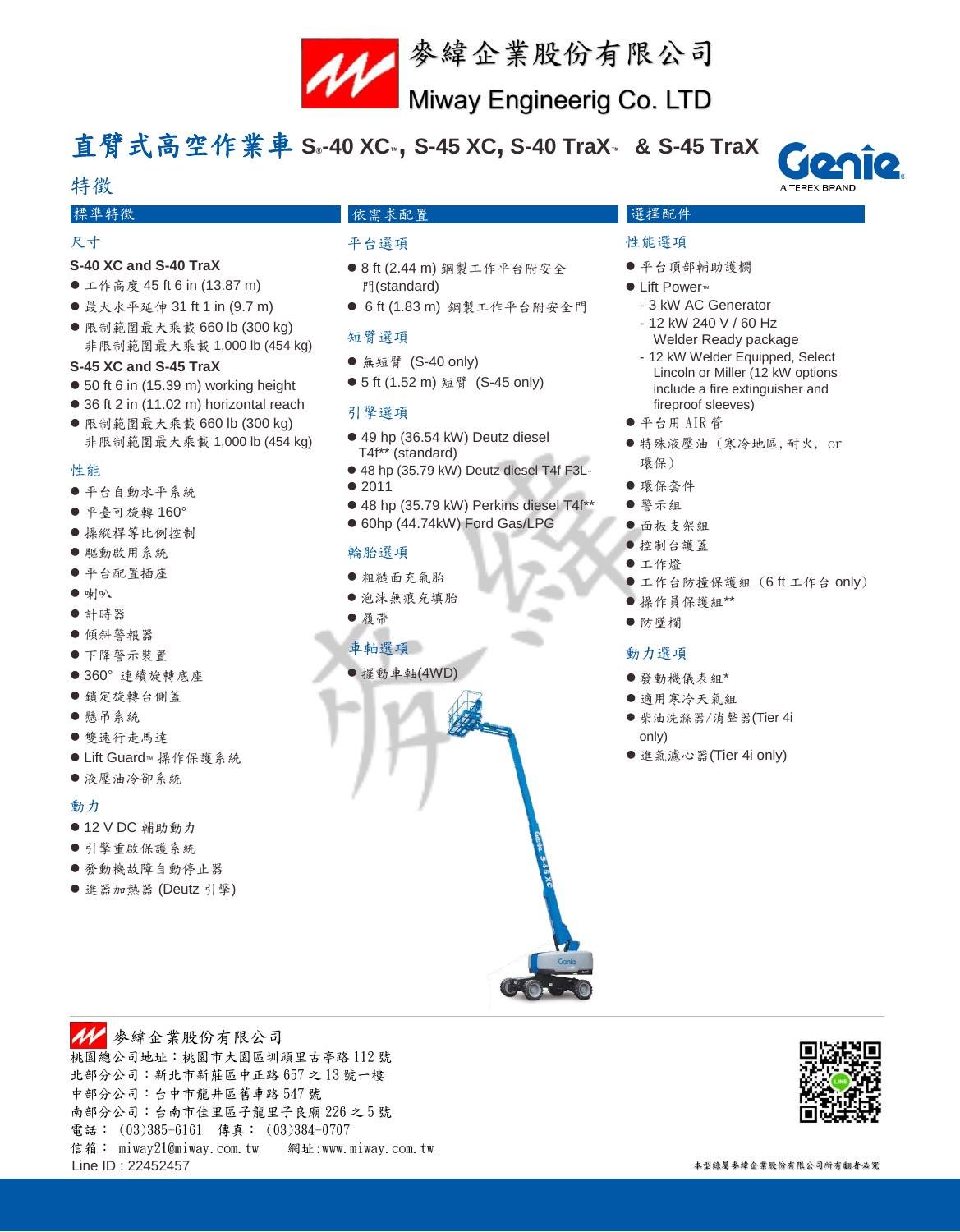# 麥緯企業股份有限公司

Miway Engineerig Co. LTD

## 直臂式高空作業車 S®-40 XC™, S-45 XC, S-40 TraX™ & S-45 TraX

Genie
A TEREX BRAND

## 特徵

### 標準特徵

#### 尺寸

**S-40 XC and S-40 TraX**

- 工作高度 45 ft 6 in (13.87 m)
- 最大水平延伸 31 ft 1 in (9.7 m)
- 限制範圍最大乘載 660 lb (300 kg)
  非限制範圍最大乘載 1,000 lb (454 kg)

**S-45 XC and S-45 TraX**

- 50 ft 6 in (15.39 m) working height
- 36 ft 2 in (11.02 m) horizontal reach
- 限制範圍最大乘載 660 lb (300 kg)
  非限制範圍最大乘載 1,000 lb (454 kg)

#### 性能

- 平台自動水平系統
- 平臺可旋轉 160°
- 操縱桿等比例控制
- 驅動啟用系統
- 平台配置插座
- 喇叭
- 計時器
- 傾斜警報器
- 下降警示裝置
- 360° 連續旋轉底座
- 鎖定旋轉台側蓋
- 懸吊系統
- 雙速行走馬達
- Lift Guard™ 操作保護系統
- 液壓油冷卻系統

#### 動力

- 12 V DC 輔助動力
- 引擎重啟保護系統
- 發動機故障自動停止器
- 進器加熱器 (Deutz 引擎)

### 依需求配置

#### 平台選項

- 8 ft (2.44 m) 鋼製工作平台附安全門(standard)
- 6 ft (1.83 m) 鋼製工作平台附安全門

#### 短臂選項

- 無短臂 (S-40 only)
- 5 ft (1.52 m) 短臂 (S-45 only)

#### 引擎選項

- 49 hp (36.54 kW) Deutz diesel T4f** (standard)
- 48 hp (35.79 kW) Deutz diesel T4f F3L-
- 2011
- 48 hp (35.79 kW) Perkins diesel T4f**
- 60hp (44.74kW) Ford Gas/LPG

#### 輪胎選項

- 粗糙面充氣胎
- 泡沫無痕充填胎
- 履帶

#### 車軸選項

- 擺動車軸(4WD)

### 選擇配件

#### 性能選項

- 平台頂部輔助護欄
- Lift Power™
  - 3 kW AC Generator
  - 12 kW 240 V / 60 Hz Welder Ready package
  - 12 kW Welder Equipped, Select Lincoln or Miller (12 kW options include a fire extinguisher and fireproof sleeves)
- 平台用 AIR 管
- 特殊液壓油 (寒冷地區,耐火, or 環保)
- 環保套件
- 警示組
- 面板支架組
- 控制台護蓋
- 工作燈
- 工作台防撞保護組 (6 ft 工作台 only)
- 操作員保護組**
- 防墜欄

#### 動力選項

- 發動機儀表組*
- 適用寒冷天氣組
- 柴油洗滌器/消聲器(Tier 4i only)
- 進氣濾心器(Tier 4i only)

---

麥緯企業股份有限公司
桃園總公司地址:桃園市大園區圳頭里古亭路 112 號
北部分公司:新北市新莊區中正路 657 之 13 號一樓
中部分公司:台中市龍井區舊車路 547 號
南部分公司:台南市佳里區子龍里子良廟 226 之 5 號
電話: (03)385-6161 傳真: (03)384-0707
信箱: miway21@miway.com.tw 網址:www.miway.com.tw
Line ID : 22452457

本型錄屬麥緯企業股份有限公司所有翻者必究